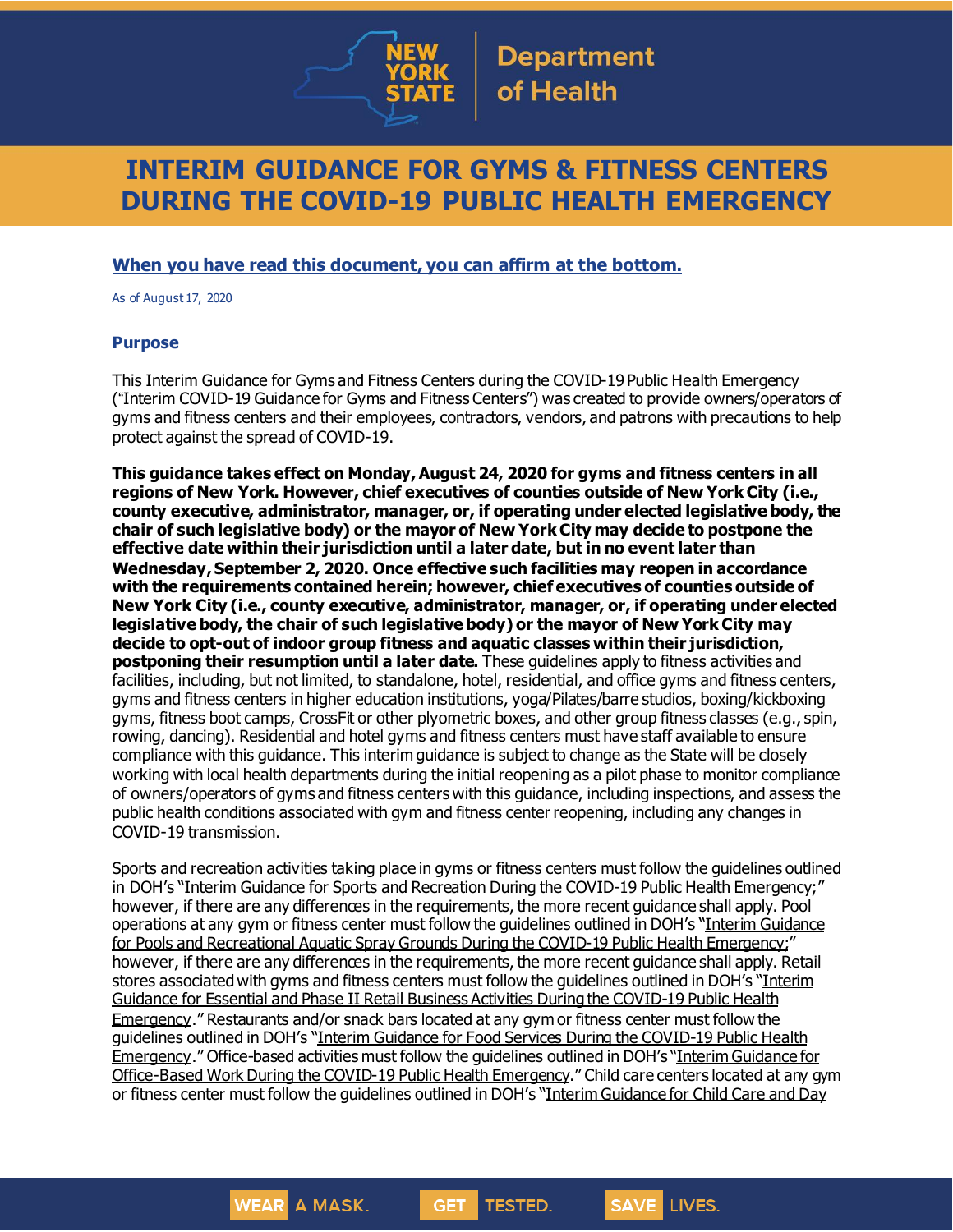New York State Department of Health

# INTERIM GUIDANCE FOR GYMS & FITNESS CENTERS DURING THE COVID-19 PUBLIC HEALTH EMERGENCY

**When you have read this document, you can affirm at the bottom.**

As of August 17, 2020

## Purpose

This Interim Guidance for Gyms and Fitness Centers during the COVID-19 Public Health Emergency ("Interim COVID-19 Guidance for Gyms and Fitness Centers") was created to provide owners/operators of gyms and fitness centers and their employees, contractors, vendors, and patrons with precautions to help protect against the spread of COVID-19.

**This guidance takes effect on Monday, August 24, 2020 for gyms and fitness centers in all regions of New York. However, chief executives of counties outside of New York City (i.e., county executive, administrator, manager, or, if operating under elected legislative body, the chair of such legislative body) or the mayor of New York City may decide to postpone the effective date within their jurisdiction until a later date, but in no event later than Wednesday, September 2, 2020. Once effective such facilities may reopen in accordance with the requirements contained herein; however, chief executives of counties outside of New York City (i.e., county executive, administrator, manager, or, if operating under elected legislative body, the chair of such legislative body) or the mayor of New York City may decide to opt-out of indoor group fitness and aquatic classes within their jurisdiction, postponing their resumption until a later date.** These guidelines apply to fitness activities and facilities, including, but not limited, to standalone, hotel, residential, and office gyms and fitness centers, gyms and fitness centers in higher education institutions, yoga/Pilates/barre studios, boxing/kickboxing gyms, fitness boot camps, CrossFit or other plyometric boxes, and other group fitness classes (e.g., spin, rowing, dancing). Residential and hotel gyms and fitness centers must have staff available to ensure compliance with this guidance. This interim guidance is subject to change as the State will be closely working with local health departments during the initial reopening as a pilot phase to monitor compliance of owners/operators of gyms and fitness centers with this guidance, including inspections, and assess the public health conditions associated with gym and fitness center reopening, including any changes in COVID-19 transmission.

Sports and recreation activities taking place in gyms or fitness centers must follow the guidelines outlined in DOH's "Interim Guidance for Sports and Recreation During the COVID-19 Public Health Emergency;" however, if there are any differences in the requirements, the more recent guidance shall apply. Pool operations at any gym or fitness center must follow the guidelines outlined in DOH's "Interim Guidance for Pools and Recreational Aquatic Spray Grounds During the COVID-19 Public Health Emergency;" however, if there are any differences in the requirements, the more recent guidance shall apply. Retail stores associated with gyms and fitness centers must follow the guidelines outlined in DOH's "Interim Guidance for Essential and Phase II Retail Business Activities During the COVID-19 Public Health Emergency." Restaurants and/or snack bars located at any gym or fitness center must follow the guidelines outlined in DOH's "Interim Guidance for Food Services During the COVID-19 Public Health Emergency." Office-based activities must follow the guidelines outlined in DOH's "Interim Guidance for Office-Based Work During the COVID-19 Public Health Emergency." Child care centers located at any gym or fitness center must follow the guidelines outlined in DOH's "Interim Guidance for Child Care and Day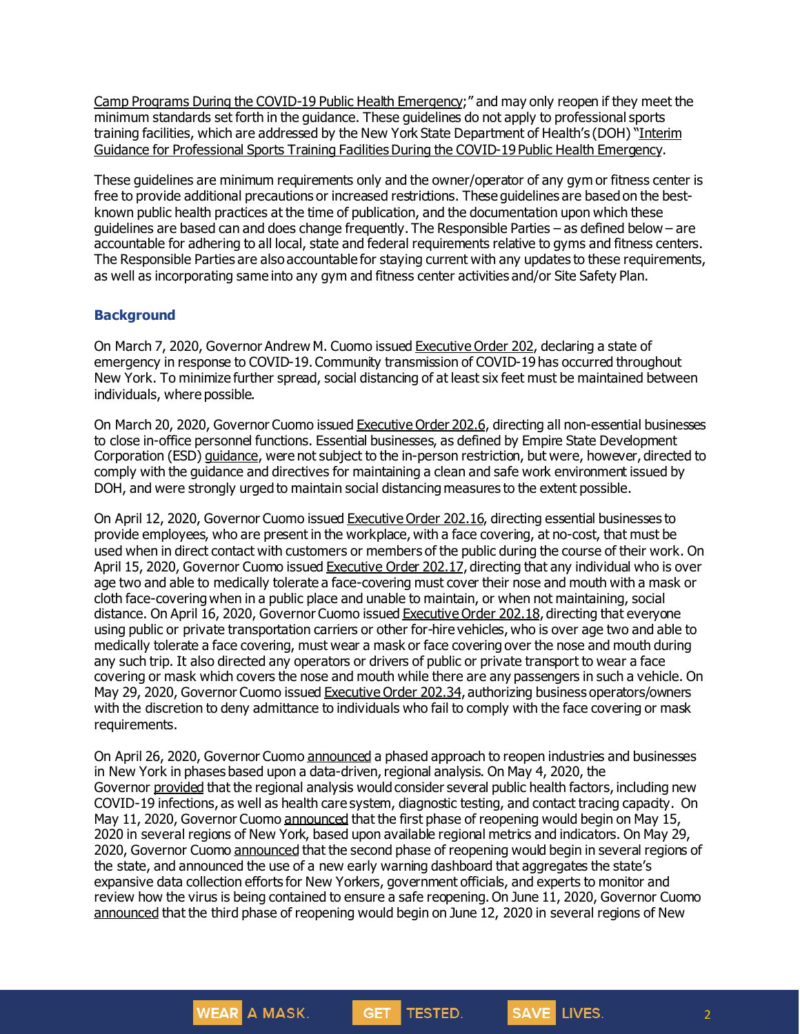Camp Programs During the COVID-19 Public Health Emergency;" and may only reopen if they meet the minimum standards set forth in the guidance. These guidelines do not apply to professional sports training facilities, which are addressed by the New York State Department of Health's (DOH) "Interim Guidance for Professional Sports Training Facilities During the COVID-19 Public Health Emergency.

These guidelines are minimum requirements only and the owner/operator of any gym or fitness center is free to provide additional precautions or increased restrictions. These guidelines are based on the best-known public health practices at the time of publication, and the documentation upon which these guidelines are based can and does change frequently. The Responsible Parties – as defined below – are accountable for adhering to all local, state and federal requirements relative to gyms and fitness centers. The Responsible Parties are also accountable for staying current with any updates to these requirements, as well as incorporating same into any gym and fitness center activities and/or Site Safety Plan.

## Background

On March 7, 2020, Governor Andrew M. Cuomo issued Executive Order 202, declaring a state of emergency in response to COVID-19. Community transmission of COVID-19 has occurred throughout New York. To minimize further spread, social distancing of at least six feet must be maintained between individuals, where possible.

On March 20, 2020, Governor Cuomo issued Executive Order 202.6, directing all non-essential businesses to close in-office personnel functions. Essential businesses, as defined by Empire State Development Corporation (ESD) guidance, were not subject to the in-person restriction, but were, however, directed to comply with the guidance and directives for maintaining a clean and safe work environment issued by DOH, and were strongly urged to maintain social distancing measures to the extent possible.

On April 12, 2020, Governor Cuomo issued Executive Order 202.16, directing essential businesses to provide employees, who are present in the workplace, with a face covering, at no-cost, that must be used when in direct contact with customers or members of the public during the course of their work. On April 15, 2020, Governor Cuomo issued Executive Order 202.17, directing that any individual who is over age two and able to medically tolerate a face-covering must cover their nose and mouth with a mask or cloth face-covering when in a public place and unable to maintain, or when not maintaining, social distance. On April 16, 2020, Governor Cuomo issued Executive Order 202.18, directing that everyone using public or private transportation carriers or other for-hire vehicles, who is over age two and able to medically tolerate a face covering, must wear a mask or face covering over the nose and mouth during any such trip. It also directed any operators or drivers of public or private transport to wear a face covering or mask which covers the nose and mouth while there are any passengers in such a vehicle. On May 29, 2020, Governor Cuomo issued Executive Order 202.34, authorizing business operators/owners with the discretion to deny admittance to individuals who fail to comply with the face covering or mask requirements.

On April 26, 2020, Governor Cuomo announced a phased approach to reopen industries and businesses in New York in phases based upon a data-driven, regional analysis. On May 4, 2020, the Governor provided that the regional analysis would consider several public health factors, including new COVID-19 infections, as well as health care system, diagnostic testing, and contact tracing capacity. On May 11, 2020, Governor Cuomo announced that the first phase of reopening would begin on May 15, 2020 in several regions of New York, based upon available regional metrics and indicators. On May 29, 2020, Governor Cuomo announced that the second phase of reopening would begin in several regions of the state, and announced the use of a new early warning dashboard that aggregates the state's expansive data collection efforts for New Yorkers, government officials, and experts to monitor and review how the virus is being contained to ensure a safe reopening. On June 11, 2020, Governor Cuomo announced that the third phase of reopening would begin on June 12, 2020 in several regions of New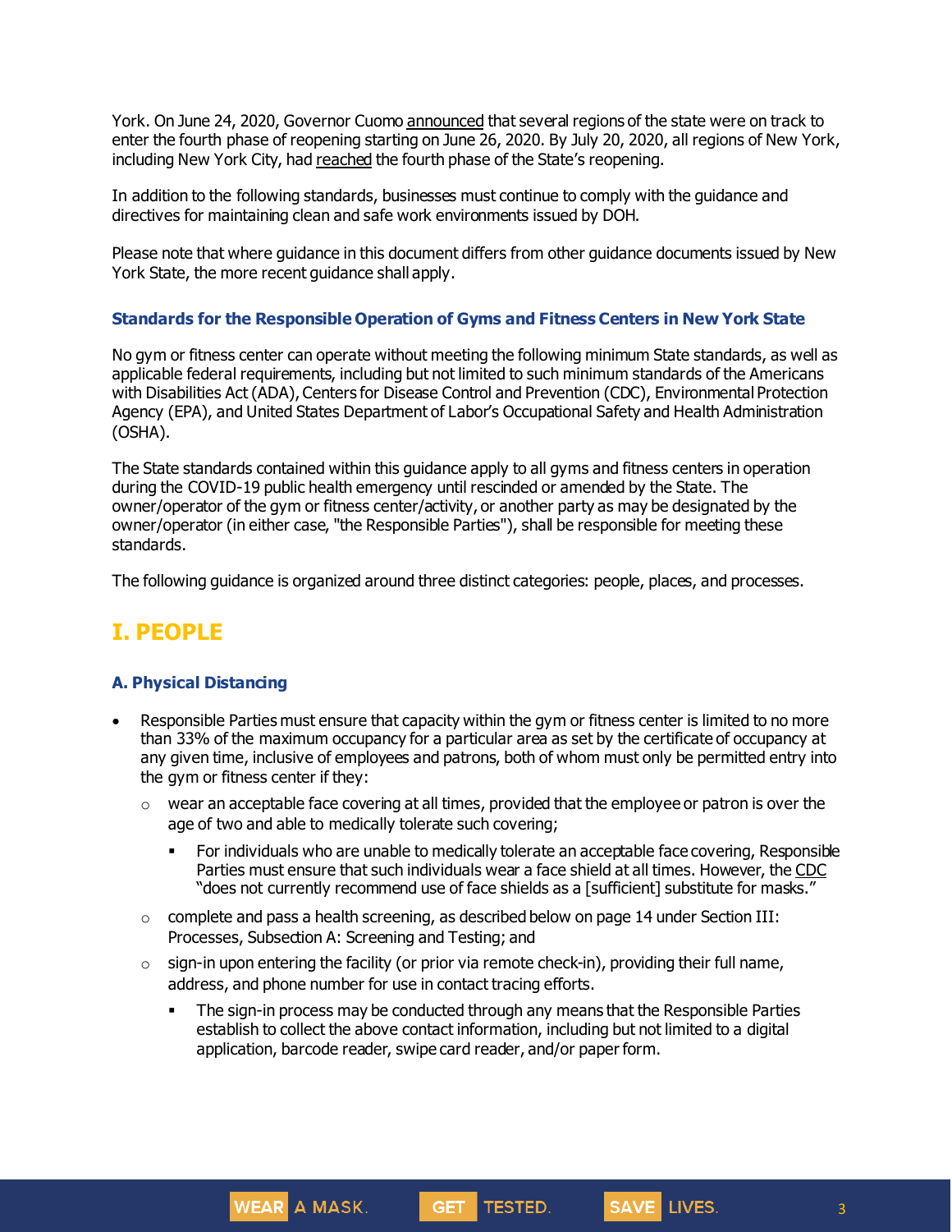York. On June 24, 2020, Governor Cuomo announced that several regions of the state were on track to enter the fourth phase of reopening starting on June 26, 2020. By July 20, 2020, all regions of New York, including New York City, had reached the fourth phase of the State's reopening.

In addition to the following standards, businesses must continue to comply with the guidance and directives for maintaining clean and safe work environments issued by DOH.

Please note that where guidance in this document differs from other guidance documents issued by New York State, the more recent guidance shall apply.

### Standards for the Responsible Operation of Gyms and Fitness Centers in New York State

No gym or fitness center can operate without meeting the following minimum State standards, as well as applicable federal requirements, including but not limited to such minimum standards of the Americans with Disabilities Act (ADA), Centers for Disease Control and Prevention (CDC), Environmental Protection Agency (EPA), and United States Department of Labor's Occupational Safety and Health Administration (OSHA).

The State standards contained within this guidance apply to all gyms and fitness centers in operation during the COVID-19 public health emergency until rescinded or amended by the State. The owner/operator of the gym or fitness center/activity, or another party as may be designated by the owner/operator (in either case, "the Responsible Parties"), shall be responsible for meeting these standards.

The following guidance is organized around three distinct categories: people, places, and processes.

## I. PEOPLE

### A. Physical Distancing

- Responsible Parties must ensure that capacity within the gym or fitness center is limited to no more than 33% of the maximum occupancy for a particular area as set by the certificate of occupancy at any given time, inclusive of employees and patrons, both of whom must only be permitted entry into the gym or fitness center if they:
  - wear an acceptable face covering at all times, provided that the employee or patron is over the age of two and able to medically tolerate such covering;
    - For individuals who are unable to medically tolerate an acceptable face covering, Responsible Parties must ensure that such individuals wear a face shield at all times. However, the CDC "does not currently recommend use of face shields as a [sufficient] substitute for masks."
  - complete and pass a health screening, as described below on page 14 under Section III: Processes, Subsection A: Screening and Testing; and
  - sign-in upon entering the facility (or prior via remote check-in), providing their full name, address, and phone number for use in contact tracing efforts.
    - The sign-in process may be conducted through any means that the Responsible Parties establish to collect the above contact information, including but not limited to a digital application, barcode reader, swipe card reader, and/or paper form.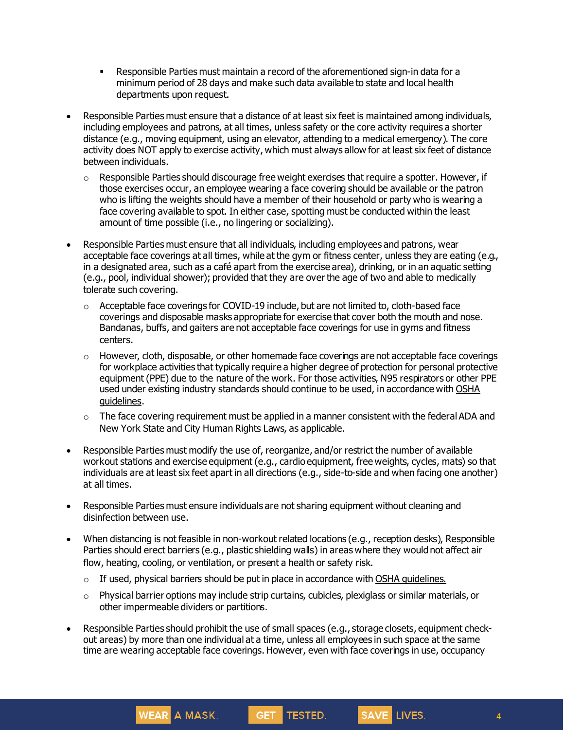- Responsible Parties must maintain a record of the aforementioned sign-in data for a minimum period of 28 days and make such data available to state and local health departments upon request.

- Responsible Parties must ensure that a distance of at least six feet is maintained among individuals, including employees and patrons, at all times, unless safety or the core activity requires a shorter distance (e.g., moving equipment, using an elevator, attending to a medical emergency). The core activity does NOT apply to exercise activity, which must always allow for at least six feet of distance between individuals.
  - Responsible Parties should discourage free weight exercises that require a spotter. However, if those exercises occur, an employee wearing a face covering should be available or the patron who is lifting the weights should have a member of their household or party who is wearing a face covering available to spot. In either case, spotting must be conducted within the least amount of time possible (i.e., no lingering or socializing).

- Responsible Parties must ensure that all individuals, including employees and patrons, wear acceptable face coverings at all times, while at the gym or fitness center, unless they are eating (e.g., in a designated area, such as a café apart from the exercise area), drinking, or in an aquatic setting (e.g., pool, individual shower); provided that they are over the age of two and able to medically tolerate such covering.
  - Acceptable face coverings for COVID-19 include, but are not limited to, cloth-based face coverings and disposable masks appropriate for exercise that cover both the mouth and nose. Bandanas, buffs, and gaiters are not acceptable face coverings for use in gyms and fitness centers.
  - However, cloth, disposable, or other homemade face coverings are not acceptable face coverings for workplace activities that typically require a higher degree of protection for personal protective equipment (PPE) due to the nature of the work. For those activities, N95 respirators or other PPE used under existing industry standards should continue to be used, in accordance with OSHA guidelines.
  - The face covering requirement must be applied in a manner consistent with the federal ADA and New York State and City Human Rights Laws, as applicable.

- Responsible Parties must modify the use of, reorganize, and/or restrict the number of available workout stations and exercise equipment (e.g., cardio equipment, free weights, cycles, mats) so that individuals are at least six feet apart in all directions (e.g., side-to-side and when facing one another) at all times.

- Responsible Parties must ensure individuals are not sharing equipment without cleaning and disinfection between use.

- When distancing is not feasible in non-workout related locations (e.g., reception desks), Responsible Parties should erect barriers (e.g., plastic shielding walls) in areas where they would not affect air flow, heating, cooling, or ventilation, or present a health or safety risk.
  - If used, physical barriers should be put in place in accordance with OSHA guidelines.
  - Physical barrier options may include strip curtains, cubicles, plexiglass or similar materials, or other impermeable dividers or partitions.

- Responsible Parties should prohibit the use of small spaces (e.g., storage closets, equipment check-out areas) by more than one individual at a time, unless all employees in such space at the same time are wearing acceptable face coverings. However, even with face coverings in use, occupancy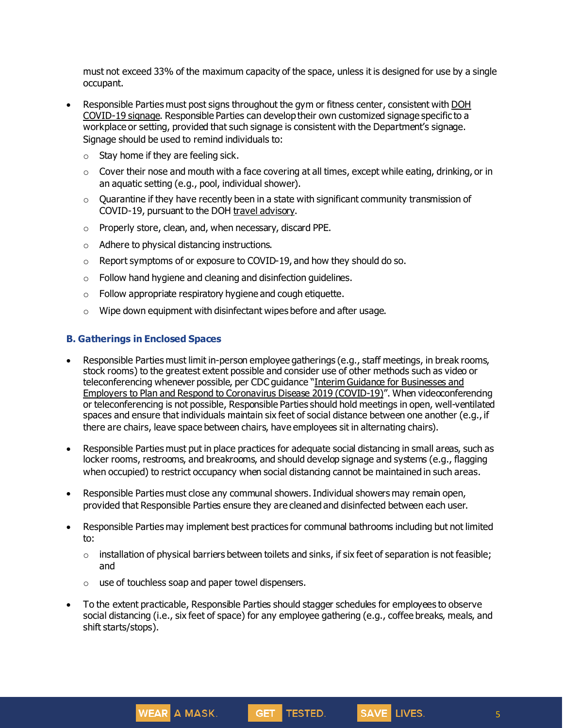must not exceed 33% of the maximum capacity of the space, unless it is designed for use by a single occupant.

- Responsible Parties must post signs throughout the gym or fitness center, consistent with DOH COVID-19 signage. Responsible Parties can develop their own customized signage specific to a workplace or setting, provided that such signage is consistent with the Department's signage. Signage should be used to remind individuals to:
  - Stay home if they are feeling sick.
  - Cover their nose and mouth with a face covering at all times, except while eating, drinking, or in an aquatic setting (e.g., pool, individual shower).
  - Quarantine if they have recently been in a state with significant community transmission of COVID-19, pursuant to the DOH travel advisory.
  - Properly store, clean, and, when necessary, discard PPE.
  - Adhere to physical distancing instructions.
  - Report symptoms of or exposure to COVID-19, and how they should do so.
  - Follow hand hygiene and cleaning and disinfection guidelines.
  - Follow appropriate respiratory hygiene and cough etiquette.
  - Wipe down equipment with disinfectant wipes before and after usage.

### B. Gatherings in Enclosed Spaces

- Responsible Parties must limit in-person employee gatherings (e.g., staff meetings, in break rooms, stock rooms) to the greatest extent possible and consider use of other methods such as video or teleconferencing whenever possible, per CDC guidance "Interim Guidance for Businesses and Employers to Plan and Respond to Coronavirus Disease 2019 (COVID-19)". When videoconferencing or teleconferencing is not possible, Responsible Parties should hold meetings in open, well-ventilated spaces and ensure that individuals maintain six feet of social distance between one another (e.g., if there are chairs, leave space between chairs, have employees sit in alternating chairs).
- Responsible Parties must put in place practices for adequate social distancing in small areas, such as locker rooms, restrooms, and breakrooms, and should develop signage and systems (e.g., flagging when occupied) to restrict occupancy when social distancing cannot be maintained in such areas.
- Responsible Parties must close any communal showers. Individual showers may remain open, provided that Responsible Parties ensure they are cleaned and disinfected between each user.
- Responsible Parties may implement best practices for communal bathrooms including but not limited to:
  - installation of physical barriers between toilets and sinks, if six feet of separation is not feasible; and
  - use of touchless soap and paper towel dispensers.
- To the extent practicable, Responsible Parties should stagger schedules for employees to observe social distancing (i.e., six feet of space) for any employee gathering (e.g., coffee breaks, meals, and shift starts/stops).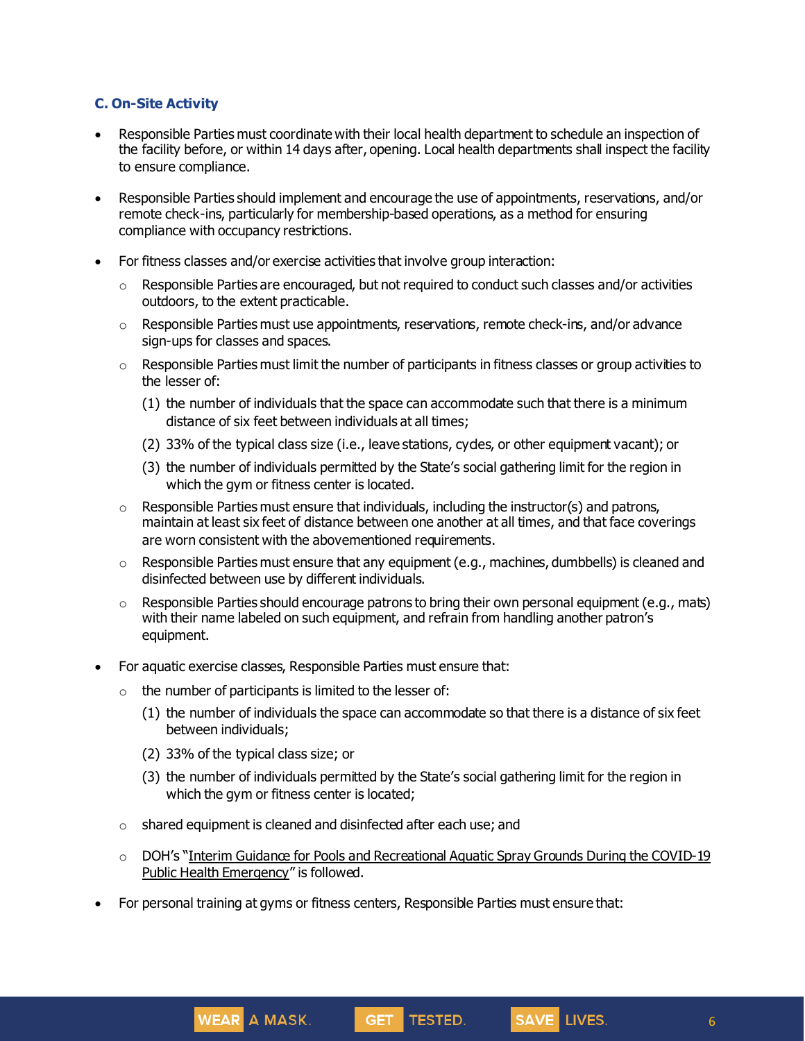### C. On-Site Activity

- Responsible Parties must coordinate with their local health department to schedule an inspection of the facility before, or within 14 days after, opening. Local health departments shall inspect the facility to ensure compliance.
- Responsible Parties should implement and encourage the use of appointments, reservations, and/or remote check-ins, particularly for membership-based operations, as a method for ensuring compliance with occupancy restrictions.
- For fitness classes and/or exercise activities that involve group interaction:
  - Responsible Parties are encouraged, but not required to conduct such classes and/or activities outdoors, to the extent practicable.
  - Responsible Parties must use appointments, reservations, remote check-ins, and/or advance sign-ups for classes and spaces.
  - Responsible Parties must limit the number of participants in fitness classes or group activities to the lesser of:
    1. the number of individuals that the space can accommodate such that there is a minimum distance of six feet between individuals at all times;
    2. 33% of the typical class size (i.e., leave stations, cycles, or other equipment vacant); or
    3. the number of individuals permitted by the State's social gathering limit for the region in which the gym or fitness center is located.
  - Responsible Parties must ensure that individuals, including the instructor(s) and patrons, maintain at least six feet of distance between one another at all times, and that face coverings are worn consistent with the abovementioned requirements.
  - Responsible Parties must ensure that any equipment (e.g., machines, dumbbells) is cleaned and disinfected between use by different individuals.
  - Responsible Parties should encourage patrons to bring their own personal equipment (e.g., mats) with their name labeled on such equipment, and refrain from handling another patron's equipment.
- For aquatic exercise classes, Responsible Parties must ensure that:
  - the number of participants is limited to the lesser of:
    1. the number of individuals the space can accommodate so that there is a distance of six feet between individuals;
    2. 33% of the typical class size; or
    3. the number of individuals permitted by the State's social gathering limit for the region in which the gym or fitness center is located;
  - shared equipment is cleaned and disinfected after each use; and
  - DOH's "Interim Guidance for Pools and Recreational Aquatic Spray Grounds During the COVID-19 Public Health Emergency" is followed.
- For personal training at gyms or fitness centers, Responsible Parties must ensure that: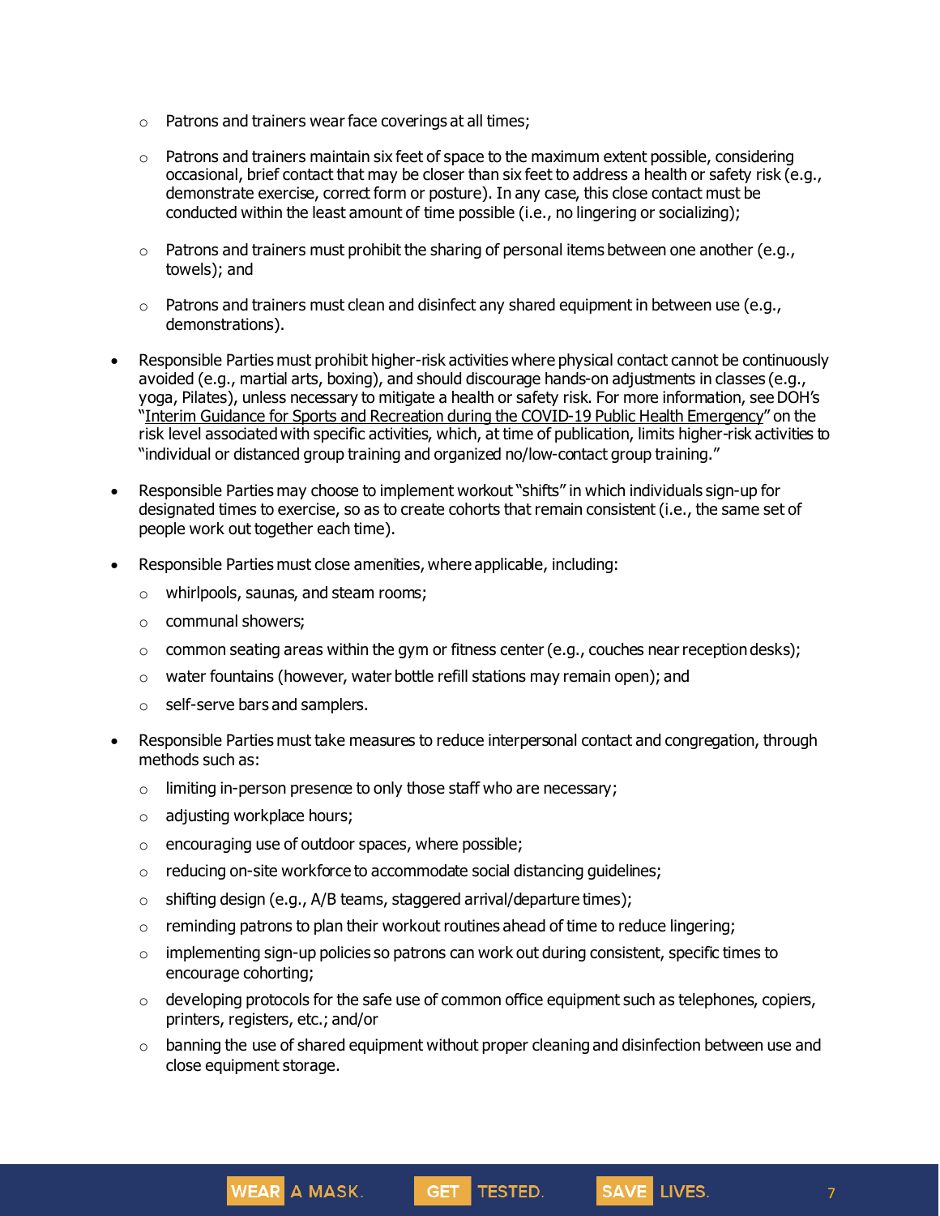- Patrons and trainers wear face coverings at all times;
  - Patrons and trainers maintain six feet of space to the maximum extent possible, considering occasional, brief contact that may be closer than six feet to address a health or safety risk (e.g., demonstrate exercise, correct form or posture). In any case, this close contact must be conducted within the least amount of time possible (i.e., no lingering or socializing);
  - Patrons and trainers must prohibit the sharing of personal items between one another (e.g., towels); and
  - Patrons and trainers must clean and disinfect any shared equipment in between use (e.g., demonstrations).

- Responsible Parties must prohibit higher-risk activities where physical contact cannot be continuously avoided (e.g., martial arts, boxing), and should discourage hands-on adjustments in classes (e.g., yoga, Pilates), unless necessary to mitigate a health or safety risk. For more information, see DOH's "Interim Guidance for Sports and Recreation during the COVID-19 Public Health Emergency" on the risk level associated with specific activities, which, at time of publication, limits higher-risk activities to "individual or distanced group training and organized no/low-contact group training."

- Responsible Parties may choose to implement workout "shifts" in which individuals sign-up for designated times to exercise, so as to create cohorts that remain consistent (i.e., the same set of people work out together each time).

- Responsible Parties must close amenities, where applicable, including:
  - whirlpools, saunas, and steam rooms;
  - communal showers;
  - common seating areas within the gym or fitness center (e.g., couches near reception desks);
  - water fountains (however, water bottle refill stations may remain open); and
  - self-serve bars and samplers.

- Responsible Parties must take measures to reduce interpersonal contact and congregation, through methods such as:
  - limiting in-person presence to only those staff who are necessary;
  - adjusting workplace hours;
  - encouraging use of outdoor spaces, where possible;
  - reducing on-site workforce to accommodate social distancing guidelines;
  - shifting design (e.g., A/B teams, staggered arrival/departure times);
  - reminding patrons to plan their workout routines ahead of time to reduce lingering;
  - implementing sign-up policies so patrons can work out during consistent, specific times to encourage cohorting;
  - developing protocols for the safe use of common office equipment such as telephones, copiers, printers, registers, etc.; and/or
  - banning the use of shared equipment without proper cleaning and disinfection between use and close equipment storage.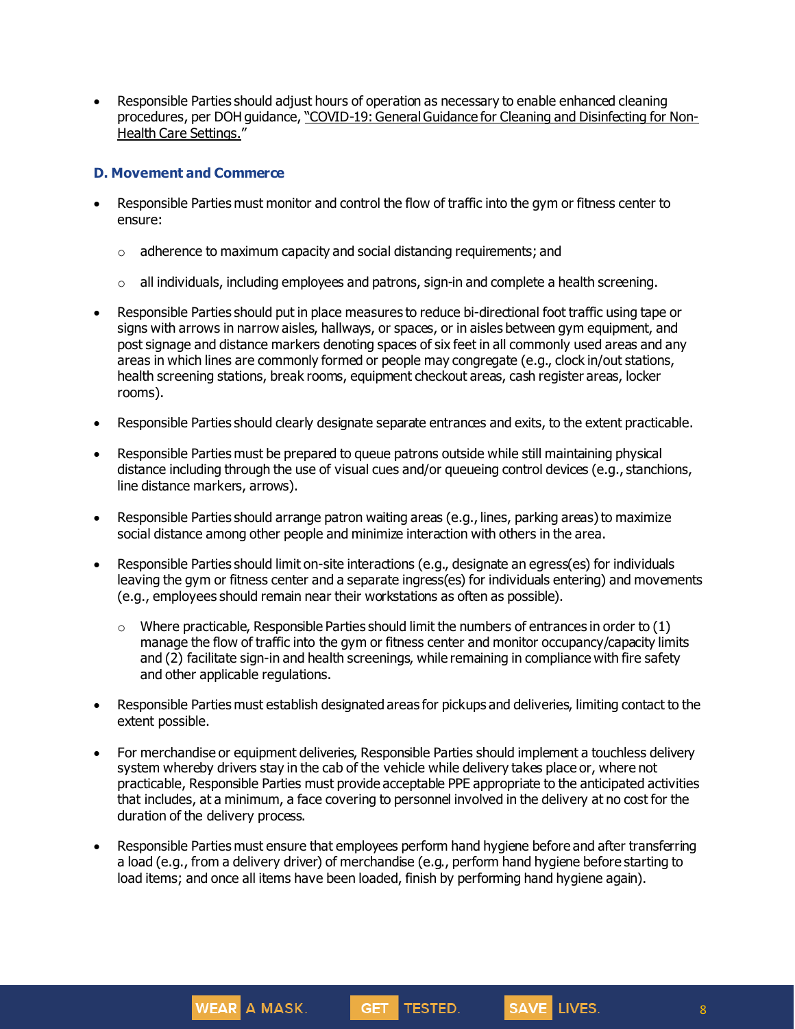- Responsible Parties should adjust hours of operation as necessary to enable enhanced cleaning procedures, per DOH guidance, "COVID-19: General Guidance for Cleaning and Disinfecting for Non-Health Care Settings."

### D. Movement and Commerce

- Responsible Parties must monitor and control the flow of traffic into the gym or fitness center to ensure:
  - adherence to maximum capacity and social distancing requirements; and
  - all individuals, including employees and patrons, sign-in and complete a health screening.
- Responsible Parties should put in place measures to reduce bi-directional foot traffic using tape or signs with arrows in narrow aisles, hallways, or spaces, or in aisles between gym equipment, and post signage and distance markers denoting spaces of six feet in all commonly used areas and any areas in which lines are commonly formed or people may congregate (e.g., clock in/out stations, health screening stations, break rooms, equipment checkout areas, cash register areas, locker rooms).
- Responsible Parties should clearly designate separate entrances and exits, to the extent practicable.
- Responsible Parties must be prepared to queue patrons outside while still maintaining physical distance including through the use of visual cues and/or queueing control devices (e.g., stanchions, line distance markers, arrows).
- Responsible Parties should arrange patron waiting areas (e.g., lines, parking areas) to maximize social distance among other people and minimize interaction with others in the area.
- Responsible Parties should limit on-site interactions (e.g., designate an egress(es) for individuals leaving the gym or fitness center and a separate ingress(es) for individuals entering) and movements (e.g., employees should remain near their workstations as often as possible).
  - Where practicable, Responsible Parties should limit the numbers of entrances in order to (1) manage the flow of traffic into the gym or fitness center and monitor occupancy/capacity limits and (2) facilitate sign-in and health screenings, while remaining in compliance with fire safety and other applicable regulations.
- Responsible Parties must establish designated areas for pickups and deliveries, limiting contact to the extent possible.
- For merchandise or equipment deliveries, Responsible Parties should implement a touchless delivery system whereby drivers stay in the cab of the vehicle while delivery takes place or, where not practicable, Responsible Parties must provide acceptable PPE appropriate to the anticipated activities that includes, at a minimum, a face covering to personnel involved in the delivery at no cost for the duration of the delivery process.
- Responsible Parties must ensure that employees perform hand hygiene before and after transferring a load (e.g., from a delivery driver) of merchandise (e.g., perform hand hygiene before starting to load items; and once all items have been loaded, finish by performing hand hygiene again).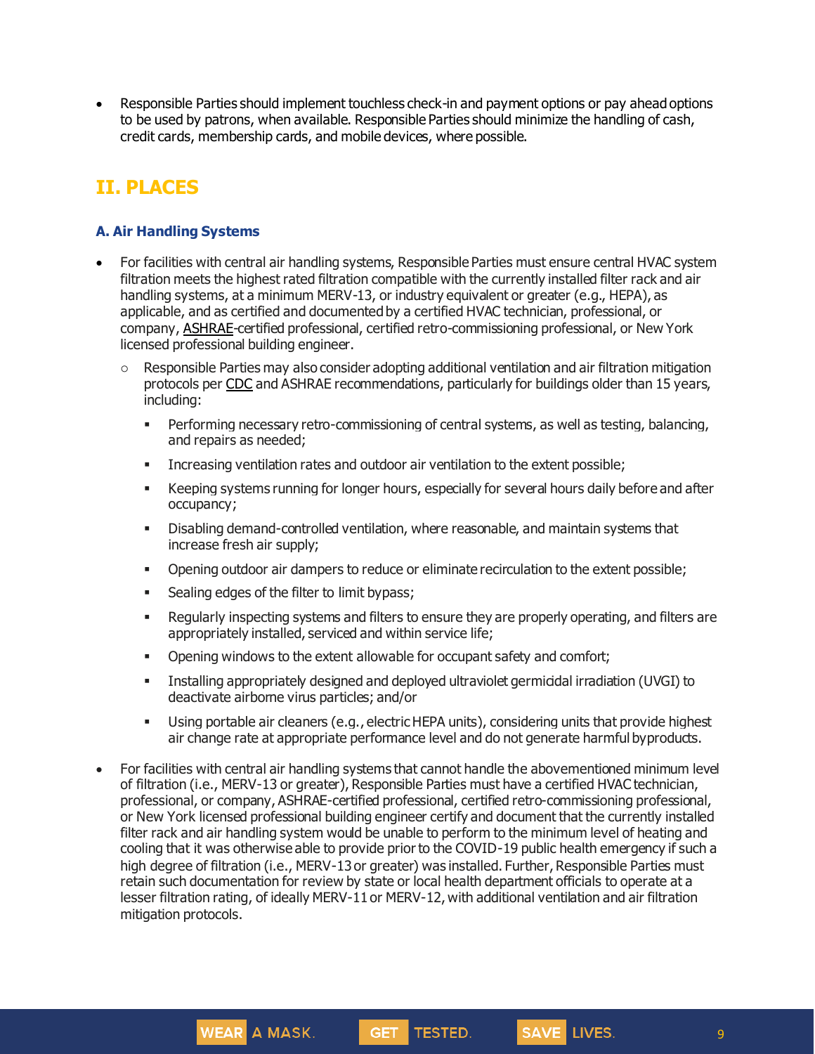- Responsible Parties should implement touchless check-in and payment options or pay ahead options to be used by patrons, when available. Responsible Parties should minimize the handling of cash, credit cards, membership cards, and mobile devices, where possible.

## II. PLACES

### A. Air Handling Systems

- For facilities with central air handling systems, Responsible Parties must ensure central HVAC system filtration meets the highest rated filtration compatible with the currently installed filter rack and air handling systems, at a minimum MERV-13, or industry equivalent or greater (e.g., HEPA), as applicable, and as certified and documented by a certified HVAC technician, professional, or company, ASHRAE-certified professional, certified retro-commissioning professional, or New York licensed professional building engineer.
  - Responsible Parties may also consider adopting additional ventilation and air filtration mitigation protocols per CDC and ASHRAE recommendations, particularly for buildings older than 15 years, including:
    - Performing necessary retro-commissioning of central systems, as well as testing, balancing, and repairs as needed;
    - Increasing ventilation rates and outdoor air ventilation to the extent possible;
    - Keeping systems running for longer hours, especially for several hours daily before and after occupancy;
    - Disabling demand-controlled ventilation, where reasonable, and maintain systems that increase fresh air supply;
    - Opening outdoor air dampers to reduce or eliminate recirculation to the extent possible;
    - Sealing edges of the filter to limit bypass;
    - Regularly inspecting systems and filters to ensure they are properly operating, and filters are appropriately installed, serviced and within service life;
    - Opening windows to the extent allowable for occupant safety and comfort;
    - Installing appropriately designed and deployed ultraviolet germicidal irradiation (UVGI) to deactivate airborne virus particles; and/or
    - Using portable air cleaners (e.g., electric HEPA units), considering units that provide highest air change rate at appropriate performance level and do not generate harmful byproducts.
- For facilities with central air handling systems that cannot handle the abovementioned minimum level of filtration (i.e., MERV-13 or greater), Responsible Parties must have a certified HVAC technician, professional, or company, ASHRAE-certified professional, certified retro-commissioning professional, or New York licensed professional building engineer certify and document that the currently installed filter rack and air handling system would be unable to perform to the minimum level of heating and cooling that it was otherwise able to provide prior to the COVID-19 public health emergency if such a high degree of filtration (i.e., MERV-13 or greater) was installed. Further, Responsible Parties must retain such documentation for review by state or local health department officials to operate at a lesser filtration rating, of ideally MERV-11 or MERV-12, with additional ventilation and air filtration mitigation protocols.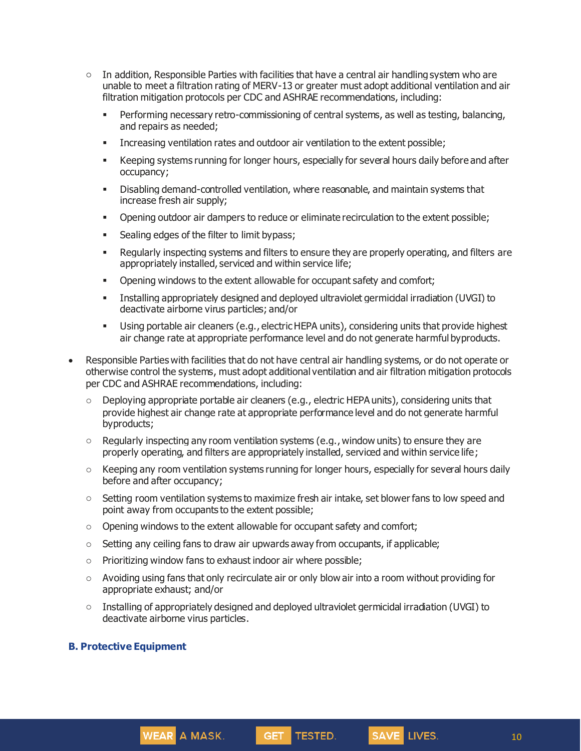- In addition, Responsible Parties with facilities that have a central air handling system who are unable to meet a filtration rating of MERV-13 or greater must adopt additional ventilation and air filtration mitigation protocols per CDC and ASHRAE recommendations, including:
    - Performing necessary retro-commissioning of central systems, as well as testing, balancing, and repairs as needed;
    - Increasing ventilation rates and outdoor air ventilation to the extent possible;
    - Keeping systems running for longer hours, especially for several hours daily before and after occupancy;
    - Disabling demand-controlled ventilation, where reasonable, and maintain systems that increase fresh air supply;
    - Opening outdoor air dampers to reduce or eliminate recirculation to the extent possible;
    - Sealing edges of the filter to limit bypass;
    - Regularly inspecting systems and filters to ensure they are properly operating, and filters are appropriately installed, serviced and within service life;
    - Opening windows to the extent allowable for occupant safety and comfort;
    - Installing appropriately designed and deployed ultraviolet germicidal irradiation (UVGI) to deactivate airborne virus particles; and/or
    - Using portable air cleaners (e.g., electric HEPA units), considering units that provide highest air change rate at appropriate performance level and do not generate harmful byproducts.
- Responsible Parties with facilities that do not have central air handling systems, or do not operate or otherwise control the systems, must adopt additional ventilation and air filtration mitigation protocols per CDC and ASHRAE recommendations, including:
  - Deploying appropriate portable air cleaners (e.g., electric HEPA units), considering units that provide highest air change rate at appropriate performance level and do not generate harmful byproducts;
  - Regularly inspecting any room ventilation systems (e.g., window units) to ensure they are properly operating, and filters are appropriately installed, serviced and within service life;
  - Keeping any room ventilation systems running for longer hours, especially for several hours daily before and after occupancy;
  - Setting room ventilation systems to maximize fresh air intake, set blower fans to low speed and point away from occupants to the extent possible;
  - Opening windows to the extent allowable for occupant safety and comfort;
  - Setting any ceiling fans to draw air upwards away from occupants, if applicable;
  - Prioritizing window fans to exhaust indoor air where possible;
  - Avoiding using fans that only recirculate air or only blow air into a room without providing for appropriate exhaust; and/or
  - Installing of appropriately designed and deployed ultraviolet germicidal irradiation (UVGI) to deactivate airborne virus particles.

### B. Protective Equipment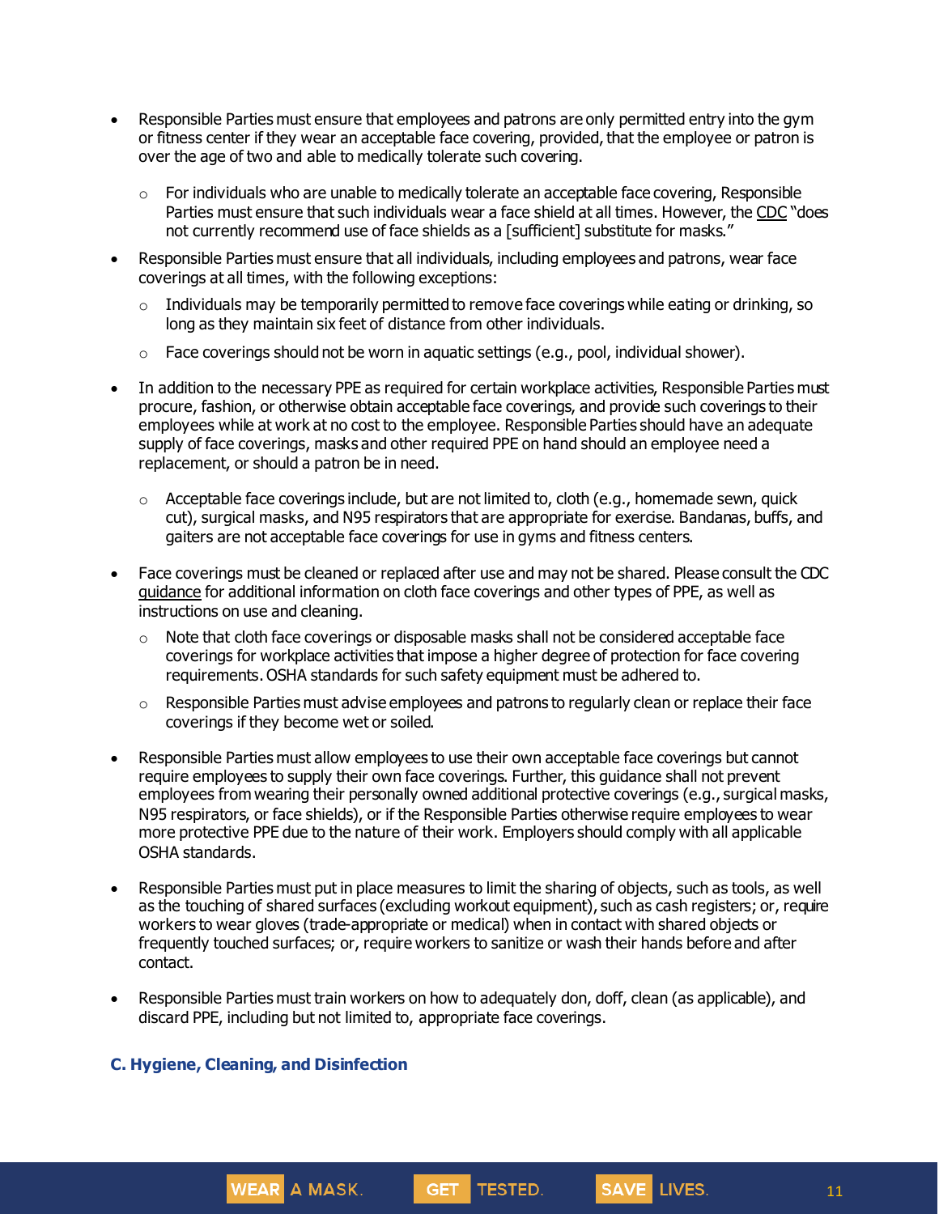- Responsible Parties must ensure that employees and patrons are only permitted entry into the gym or fitness center if they wear an acceptable face covering, provided, that the employee or patron is over the age of two and able to medically tolerate such covering.
  - For individuals who are unable to medically tolerate an acceptable face covering, Responsible Parties must ensure that such individuals wear a face shield at all times. However, the CDC "does not currently recommend use of face shields as a [sufficient] substitute for masks."
- Responsible Parties must ensure that all individuals, including employees and patrons, wear face coverings at all times, with the following exceptions:
  - Individuals may be temporarily permitted to remove face coverings while eating or drinking, so long as they maintain six feet of distance from other individuals.
  - Face coverings should not be worn in aquatic settings (e.g., pool, individual shower).
- In addition to the necessary PPE as required for certain workplace activities, Responsible Parties must procure, fashion, or otherwise obtain acceptable face coverings, and provide such coverings to their employees while at work at no cost to the employee. Responsible Parties should have an adequate supply of face coverings, masks and other required PPE on hand should an employee need a replacement, or should a patron be in need.
  - Acceptable face coverings include, but are not limited to, cloth (e.g., homemade sewn, quick cut), surgical masks, and N95 respirators that are appropriate for exercise. Bandanas, buffs, and gaiters are not acceptable face coverings for use in gyms and fitness centers.
- Face coverings must be cleaned or replaced after use and may not be shared. Please consult the CDC guidance for additional information on cloth face coverings and other types of PPE, as well as instructions on use and cleaning.
  - Note that cloth face coverings or disposable masks shall not be considered acceptable face coverings for workplace activities that impose a higher degree of protection for face covering requirements. OSHA standards for such safety equipment must be adhered to.
  - Responsible Parties must advise employees and patrons to regularly clean or replace their face coverings if they become wet or soiled.
- Responsible Parties must allow employees to use their own acceptable face coverings but cannot require employees to supply their own face coverings. Further, this guidance shall not prevent employees from wearing their personally owned additional protective coverings (e.g., surgical masks, N95 respirators, or face shields), or if the Responsible Parties otherwise require employees to wear more protective PPE due to the nature of their work. Employers should comply with all applicable OSHA standards.
- Responsible Parties must put in place measures to limit the sharing of objects, such as tools, as well as the touching of shared surfaces (excluding workout equipment), such as cash registers; or, require workers to wear gloves (trade-appropriate or medical) when in contact with shared objects or frequently touched surfaces; or, require workers to sanitize or wash their hands before and after contact.
- Responsible Parties must train workers on how to adequately don, doff, clean (as applicable), and discard PPE, including but not limited to, appropriate face coverings.

### C. Hygiene, Cleaning, and Disinfection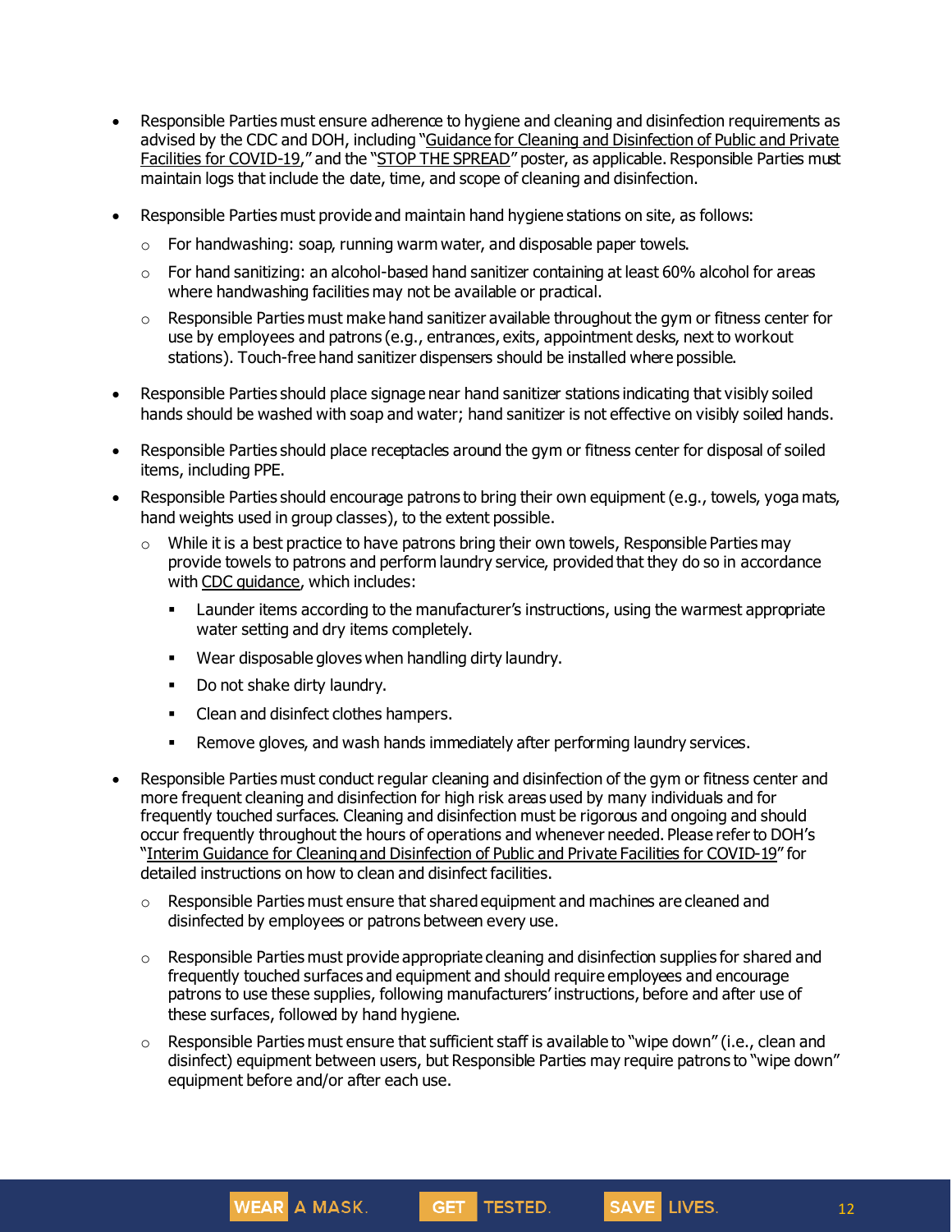- Responsible Parties must ensure adherence to hygiene and cleaning and disinfection requirements as advised by the CDC and DOH, including "Guidance for Cleaning and Disinfection of Public and Private Facilities for COVID-19," and the "STOP THE SPREAD" poster, as applicable. Responsible Parties must maintain logs that include the date, time, and scope of cleaning and disinfection.

- Responsible Parties must provide and maintain hand hygiene stations on site, as follows:
  - For handwashing: soap, running warm water, and disposable paper towels.
  - For hand sanitizing: an alcohol-based hand sanitizer containing at least 60% alcohol for areas where handwashing facilities may not be available or practical.
  - Responsible Parties must make hand sanitizer available throughout the gym or fitness center for use by employees and patrons (e.g., entrances, exits, appointment desks, next to workout stations). Touch-free hand sanitizer dispensers should be installed where possible.

- Responsible Parties should place signage near hand sanitizer stations indicating that visibly soiled hands should be washed with soap and water; hand sanitizer is not effective on visibly soiled hands.

- Responsible Parties should place receptacles around the gym or fitness center for disposal of soiled items, including PPE.

- Responsible Parties should encourage patrons to bring their own equipment (e.g., towels, yoga mats, hand weights used in group classes), to the extent possible.
  - While it is a best practice to have patrons bring their own towels, Responsible Parties may provide towels to patrons and perform laundry service, provided that they do so in accordance with CDC guidance, which includes:
    - Launder items according to the manufacturer's instructions, using the warmest appropriate water setting and dry items completely.
    - Wear disposable gloves when handling dirty laundry.
    - Do not shake dirty laundry.
    - Clean and disinfect clothes hampers.
    - Remove gloves, and wash hands immediately after performing laundry services.

- Responsible Parties must conduct regular cleaning and disinfection of the gym or fitness center and more frequent cleaning and disinfection for high risk areas used by many individuals and for frequently touched surfaces. Cleaning and disinfection must be rigorous and ongoing and should occur frequently throughout the hours of operations and whenever needed. Please refer to DOH's "Interim Guidance for Cleaning and Disinfection of Public and Private Facilities for COVID-19" for detailed instructions on how to clean and disinfect facilities.
  - Responsible Parties must ensure that shared equipment and machines are cleaned and disinfected by employees or patrons between every use.
  - Responsible Parties must provide appropriate cleaning and disinfection supplies for shared and frequently touched surfaces and equipment and should require employees and encourage patrons to use these supplies, following manufacturers' instructions, before and after use of these surfaces, followed by hand hygiene.
  - Responsible Parties must ensure that sufficient staff is available to "wipe down" (i.e., clean and disinfect) equipment between users, but Responsible Parties may require patrons to "wipe down" equipment before and/or after each use.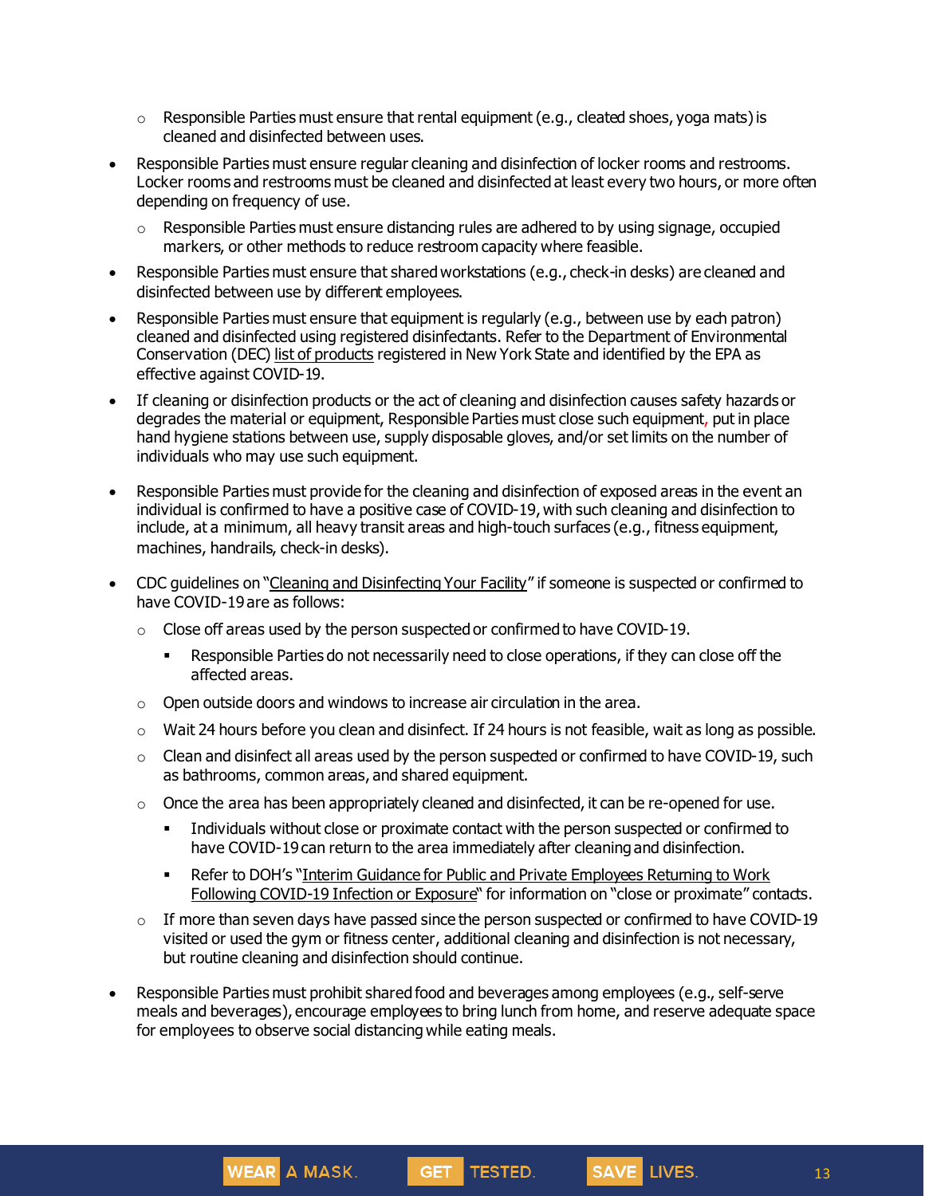- Responsible Parties must ensure that rental equipment (e.g., cleated shoes, yoga mats) is cleaned and disinfected between uses.
- Responsible Parties must ensure regular cleaning and disinfection of locker rooms and restrooms. Locker rooms and restrooms must be cleaned and disinfected at least every two hours, or more often depending on frequency of use.
  - Responsible Parties must ensure distancing rules are adhered to by using signage, occupied markers, or other methods to reduce restroom capacity where feasible.
- Responsible Parties must ensure that shared workstations (e.g., check-in desks) are cleaned and disinfected between use by different employees.
- Responsible Parties must ensure that equipment is regularly (e.g., between use by each patron) cleaned and disinfected using registered disinfectants. Refer to the Department of Environmental Conservation (DEC) list of products registered in New York State and identified by the EPA as effective against COVID-19.
- If cleaning or disinfection products or the act of cleaning and disinfection causes safety hazards or degrades the material or equipment, Responsible Parties must close such equipment, put in place hand hygiene stations between use, supply disposable gloves, and/or set limits on the number of individuals who may use such equipment.
- Responsible Parties must provide for the cleaning and disinfection of exposed areas in the event an individual is confirmed to have a positive case of COVID-19, with such cleaning and disinfection to include, at a minimum, all heavy transit areas and high-touch surfaces (e.g., fitness equipment, machines, handrails, check-in desks).
- CDC guidelines on "Cleaning and Disinfecting Your Facility" if someone is suspected or confirmed to have COVID-19 are as follows:
  - Close off areas used by the person suspected or confirmed to have COVID-19.
    - Responsible Parties do not necessarily need to close operations, if they can close off the affected areas.
  - Open outside doors and windows to increase air circulation in the area.
  - Wait 24 hours before you clean and disinfect. If 24 hours is not feasible, wait as long as possible.
  - Clean and disinfect all areas used by the person suspected or confirmed to have COVID-19, such as bathrooms, common areas, and shared equipment.
  - Once the area has been appropriately cleaned and disinfected, it can be re-opened for use.
    - Individuals without close or proximate contact with the person suspected or confirmed to have COVID-19 can return to the area immediately after cleaning and disinfection.
    - Refer to DOH's "Interim Guidance for Public and Private Employees Returning to Work Following COVID-19 Infection or Exposure" for information on "close or proximate" contacts.
  - If more than seven days have passed since the person suspected or confirmed to have COVID-19 visited or used the gym or fitness center, additional cleaning and disinfection is not necessary, but routine cleaning and disinfection should continue.
- Responsible Parties must prohibit shared food and beverages among employees (e.g., self-serve meals and beverages), encourage employees to bring lunch from home, and reserve adequate space for employees to observe social distancing while eating meals.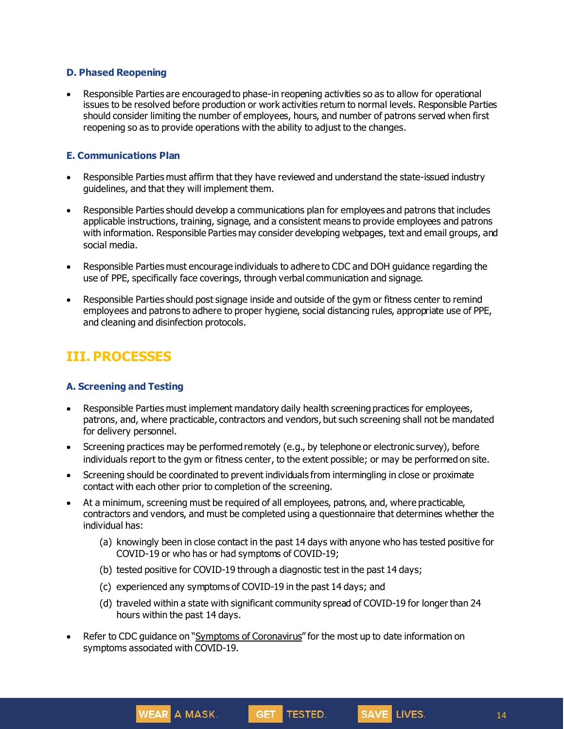### D. Phased Reopening

- Responsible Parties are encouraged to phase-in reopening activities so as to allow for operational issues to be resolved before production or work activities return to normal levels. Responsible Parties should consider limiting the number of employees, hours, and number of patrons served when first reopening so as to provide operations with the ability to adjust to the changes.

### E. Communications Plan

- Responsible Parties must affirm that they have reviewed and understand the state-issued industry guidelines, and that they will implement them.
- Responsible Parties should develop a communications plan for employees and patrons that includes applicable instructions, training, signage, and a consistent means to provide employees and patrons with information. Responsible Parties may consider developing webpages, text and email groups, and social media.
- Responsible Parties must encourage individuals to adhere to CDC and DOH guidance regarding the use of PPE, specifically face coverings, through verbal communication and signage.
- Responsible Parties should post signage inside and outside of the gym or fitness center to remind employees and patrons to adhere to proper hygiene, social distancing rules, appropriate use of PPE, and cleaning and disinfection protocols.

## III. PROCESSES

### A. Screening and Testing

- Responsible Parties must implement mandatory daily health screening practices for employees, patrons, and, where practicable, contractors and vendors, but such screening shall not be mandated for delivery personnel.
- Screening practices may be performed remotely (e.g., by telephone or electronic survey), before individuals report to the gym or fitness center, to the extent possible; or may be performed on site.
- Screening should be coordinated to prevent individuals from intermingling in close or proximate contact with each other prior to completion of the screening.
- At a minimum, screening must be required of all employees, patrons, and, where practicable, contractors and vendors, and must be completed using a questionnaire that determines whether the individual has:
  - (a) knowingly been in close contact in the past 14 days with anyone who has tested positive for COVID-19 or who has or had symptoms of COVID-19;
  - (b) tested positive for COVID-19 through a diagnostic test in the past 14 days;
  - (c) experienced any symptoms of COVID-19 in the past 14 days; and
  - (d) traveled within a state with significant community spread of COVID-19 for longer than 24 hours within the past 14 days.
- Refer to CDC guidance on "Symptoms of Coronavirus" for the most up to date information on symptoms associated with COVID-19.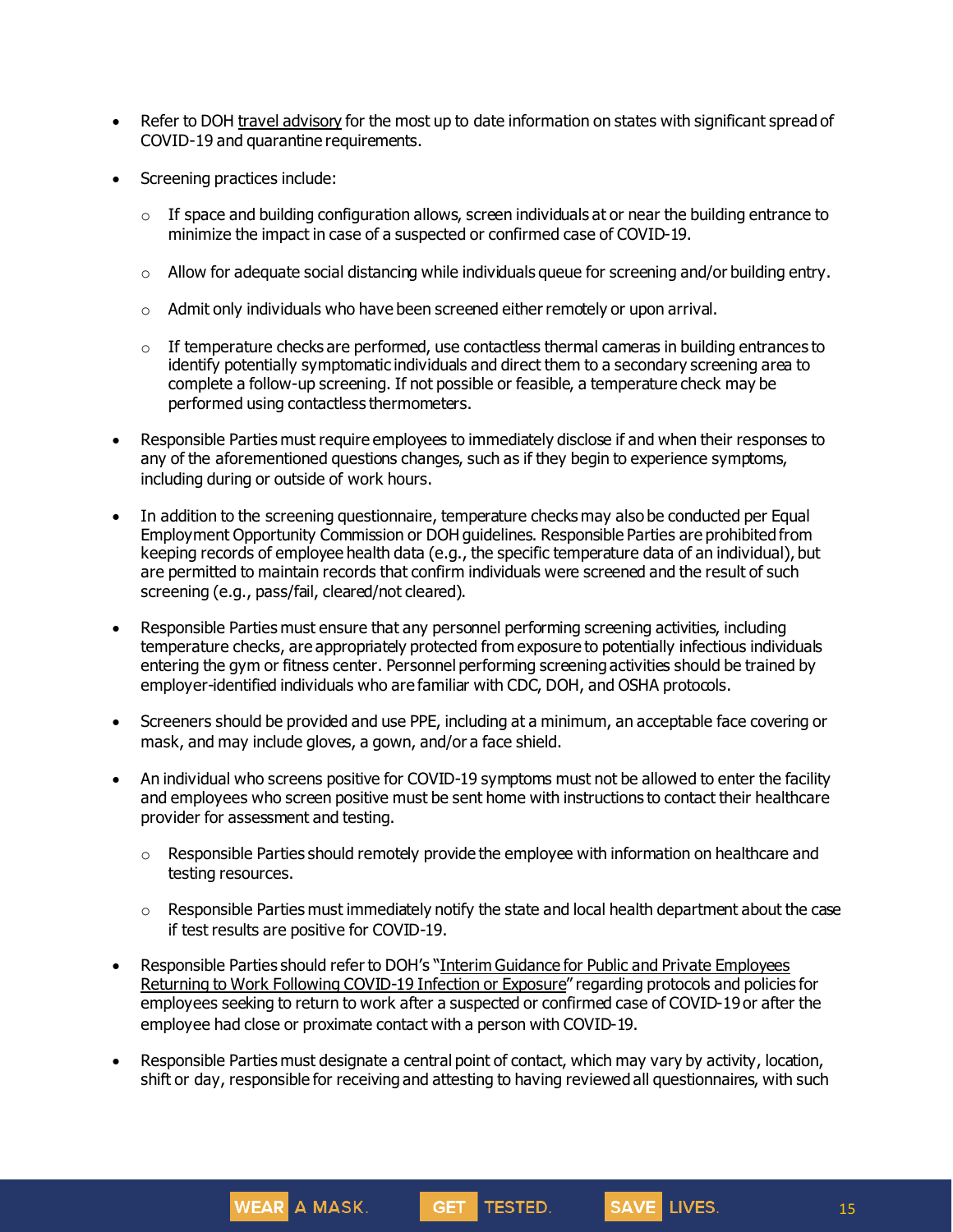- Refer to DOH travel advisory for the most up to date information on states with significant spread of COVID-19 and quarantine requirements.

- Screening practices include:

  - If space and building configuration allows, screen individuals at or near the building entrance to minimize the impact in case of a suspected or confirmed case of COVID-19.

  - Allow for adequate social distancing while individuals queue for screening and/or building entry.

  - Admit only individuals who have been screened either remotely or upon arrival.

  - If temperature checks are performed, use contactless thermal cameras in building entrances to identify potentially symptomatic individuals and direct them to a secondary screening area to complete a follow-up screening. If not possible or feasible, a temperature check may be performed using contactless thermometers.

- Responsible Parties must require employees to immediately disclose if and when their responses to any of the aforementioned questions changes, such as if they begin to experience symptoms, including during or outside of work hours.

- In addition to the screening questionnaire, temperature checks may also be conducted per Equal Employment Opportunity Commission or DOH guidelines. Responsible Parties are prohibited from keeping records of employee health data (e.g., the specific temperature data of an individual), but are permitted to maintain records that confirm individuals were screened and the result of such screening (e.g., pass/fail, cleared/not cleared).

- Responsible Parties must ensure that any personnel performing screening activities, including temperature checks, are appropriately protected from exposure to potentially infectious individuals entering the gym or fitness center. Personnel performing screening activities should be trained by employer-identified individuals who are familiar with CDC, DOH, and OSHA protocols.

- Screeners should be provided and use PPE, including at a minimum, an acceptable face covering or mask, and may include gloves, a gown, and/or a face shield.

- An individual who screens positive for COVID-19 symptoms must not be allowed to enter the facility and employees who screen positive must be sent home with instructions to contact their healthcare provider for assessment and testing.

  - Responsible Parties should remotely provide the employee with information on healthcare and testing resources.

  - Responsible Parties must immediately notify the state and local health department about the case if test results are positive for COVID-19.

- Responsible Parties should refer to DOH's "Interim Guidance for Public and Private Employees Returning to Work Following COVID-19 Infection or Exposure" regarding protocols and policies for employees seeking to return to work after a suspected or confirmed case of COVID-19 or after the employee had close or proximate contact with a person with COVID-19.

- Responsible Parties must designate a central point of contact, which may vary by activity, location, shift or day, responsible for receiving and attesting to having reviewed all questionnaires, with such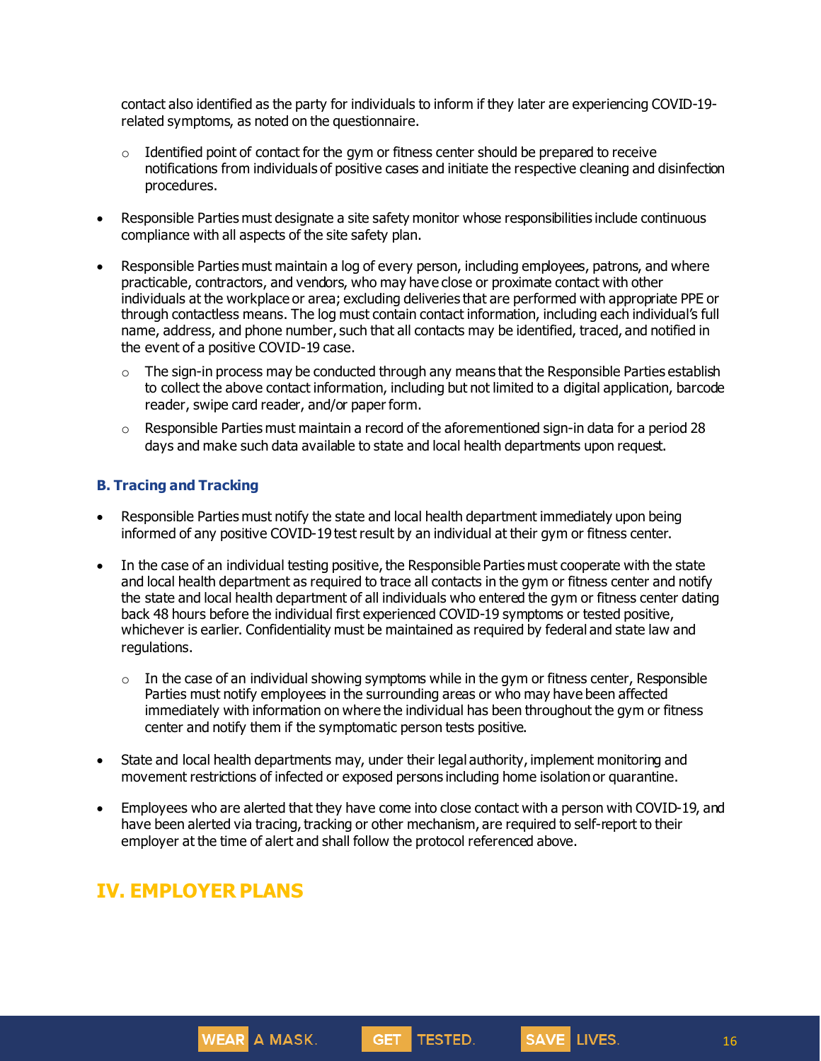contact also identified as the party for individuals to inform if they later are experiencing COVID-19-related symptoms, as noted on the questionnaire.

  - Identified point of contact for the gym or fitness center should be prepared to receive notifications from individuals of positive cases and initiate the respective cleaning and disinfection procedures.

- Responsible Parties must designate a site safety monitor whose responsibilities include continuous compliance with all aspects of the site safety plan.

- Responsible Parties must maintain a log of every person, including employees, patrons, and where practicable, contractors, and vendors, who may have close or proximate contact with other individuals at the workplace or area; excluding deliveries that are performed with appropriate PPE or through contactless means. The log must contain contact information, including each individual's full name, address, and phone number, such that all contacts may be identified, traced, and notified in the event of a positive COVID-19 case.
  - The sign-in process may be conducted through any means that the Responsible Parties establish to collect the above contact information, including but not limited to a digital application, barcode reader, swipe card reader, and/or paper form.
  - Responsible Parties must maintain a record of the aforementioned sign-in data for a period 28 days and make such data available to state and local health departments upon request.

### B. Tracing and Tracking

- Responsible Parties must notify the state and local health department immediately upon being informed of any positive COVID-19 test result by an individual at their gym or fitness center.

- In the case of an individual testing positive, the Responsible Parties must cooperate with the state and local health department as required to trace all contacts in the gym or fitness center and notify the state and local health department of all individuals who entered the gym or fitness center dating back 48 hours before the individual first experienced COVID-19 symptoms or tested positive, whichever is earlier. Confidentiality must be maintained as required by federal and state law and regulations.
  - In the case of an individual showing symptoms while in the gym or fitness center, Responsible Parties must notify employees in the surrounding areas or who may have been affected immediately with information on where the individual has been throughout the gym or fitness center and notify them if the symptomatic person tests positive.

- State and local health departments may, under their legal authority, implement monitoring and movement restrictions of infected or exposed persons including home isolation or quarantine.

- Employees who are alerted that they have come into close contact with a person with COVID-19, and have been alerted via tracing, tracking or other mechanism, are required to self-report to their employer at the time of alert and shall follow the protocol referenced above.

## IV. EMPLOYER PLANS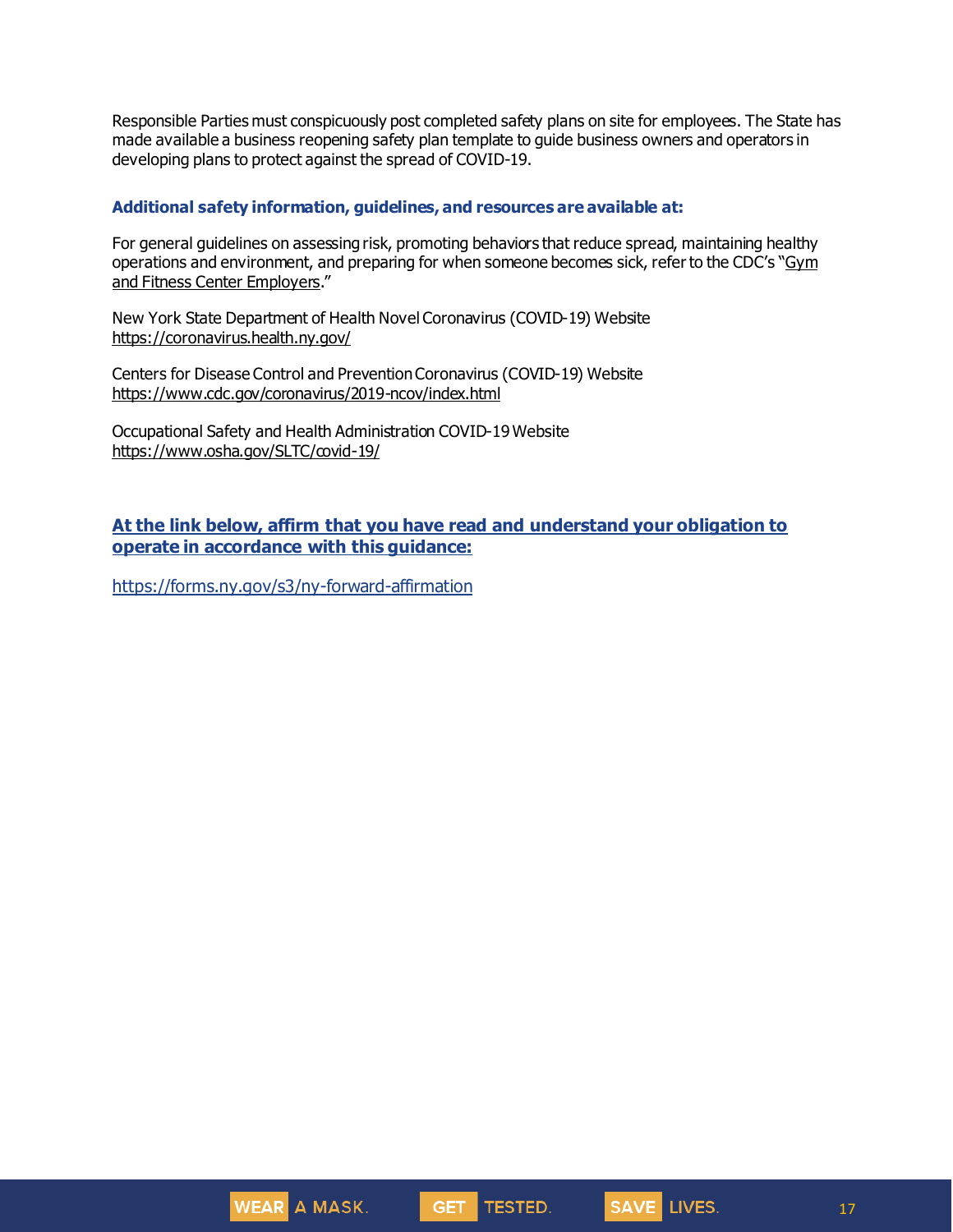Responsible Parties must conspicuously post completed safety plans on site for employees. The State has made available a business reopening safety plan template to guide business owners and operators in developing plans to protect against the spread of COVID-19.

**Additional safety information, guidelines, and resources are available at:**

For general guidelines on assessing risk, promoting behaviors that reduce spread, maintaining healthy operations and environment, and preparing for when someone becomes sick, refer to the CDC's "Gym and Fitness Center Employers."

New York State Department of Health Novel Coronavirus (COVID-19) Website
https://coronavirus.health.ny.gov/

Centers for Disease Control and Prevention Coronavirus (COVID-19) Website
https://www.cdc.gov/coronavirus/2019-ncov/index.html

Occupational Safety and Health Administration COVID-19 Website
https://www.osha.gov/SLTC/covid-19/

**At the link below, affirm that you have read and understand your obligation to operate in accordance with this guidance:**

https://forms.ny.gov/s3/ny-forward-affirmation